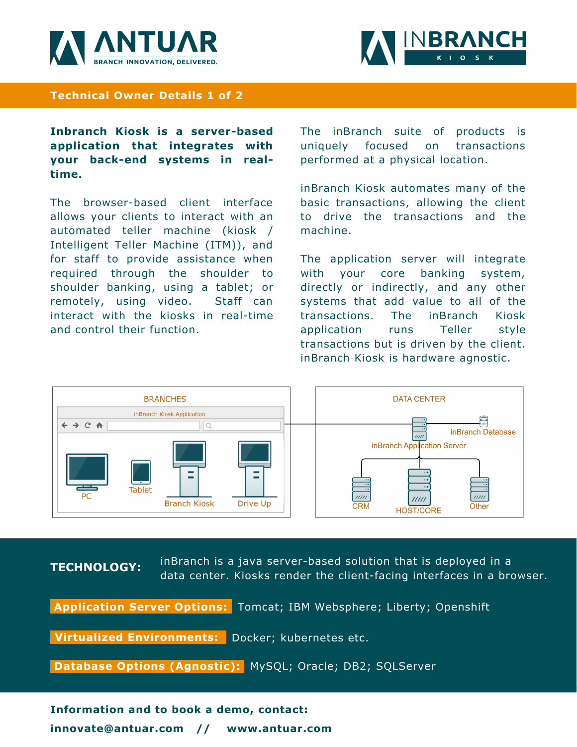# ANTUAR

BRANCH INNOVATION, DELIVERED.

# INBRANCH KIOSK

## Technical Owner Details 1 of 2

**Inbranch Kiosk is a server-based application that integrates with your back-end systems in real-time.**

The browser-based client interface allows your clients to interact with an automated teller machine (kiosk / Intelligent Teller Machine (ITM)), and for staff to provide assistance when required through the shoulder to shoulder banking, using a tablet; or remotely, using video. Staff can interact with the kiosks in real-time and control their function.

The inBranch suite of products is uniquely focused on transactions performed at a physical location.

inBranch Kiosk automates many of the basic transactions, allowing the client to drive the transactions and the machine.

The application server will integrate with your core banking system, directly or indirectly, and any other systems that add value to all of the transactions. The inBranch Kiosk application runs Teller style transactions but is driven by the client. inBranch Kiosk is hardware agnostic.

BRANCHES — inBranch Kiosk Application: PC, Tablet, Branch Kiosk, Drive Up

DATA CENTER: inBranch Application Server, inBranch Database, CRM, HOST/CORE, Other

**TECHNOLOGY:** inBranch is a java server-based solution that is deployed in a data center. Kiosks render the client-facing interfaces in a browser.

**Application Server Options:** Tomcat; IBM Websphere; Liberty; Openshift

**Virtualized Environments:** Docker; kubernetes etc.

**Database Options (Agnostic):** MySQL; Oracle; DB2; SQLServer

**Information and to book a demo, contact:**

**innovate@antuar.com // www.antuar.com**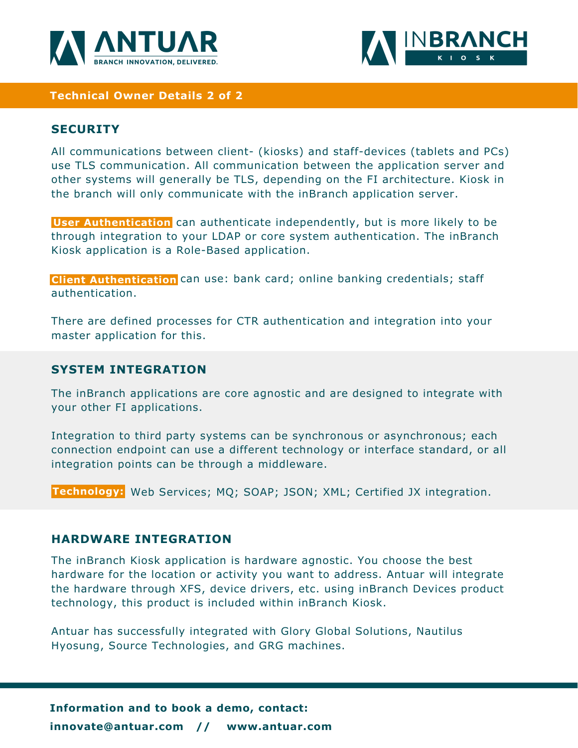**Technical Owner Details 2 of 2**

## SECURITY

All communications between client- (kiosks) and staff-devices (tablets and PCs) use TLS communication. All communication between the application server and other systems will generally be TLS, depending on the FI architecture. Kiosk in the branch will only communicate with the inBranch application server.

**User Authentication** can authenticate independently, but is more likely to be through integration to your LDAP or core system authentication. The inBranch Kiosk application is a Role-Based application.

**Client Authentication** can use: bank card; online banking credentials; staff authentication.

There are defined processes for CTR authentication and integration into your master application for this.

## SYSTEM INTEGRATION

The inBranch applications are core agnostic and are designed to integrate with your other FI applications.

Integration to third party systems can be synchronous or asynchronous; each connection endpoint can use a different technology or interface standard, or all integration points can be through a middleware.

**Technology:** Web Services; MQ; SOAP; JSON; XML; Certified JX integration.

## HARDWARE INTEGRATION

The inBranch Kiosk application is hardware agnostic. You choose the best hardware for the location or activity you want to address. Antuar will integrate the hardware through XFS, device drivers, etc. using inBranch Devices product technology, this product is included within inBranch Kiosk.

Antuar has successfully integrated with Glory Global Solutions, Nautilus Hyosung, Source Technologies, and GRG machines.

**Information and to book a demo, contact:**

**innovate@antuar.com // www.antuar.com**